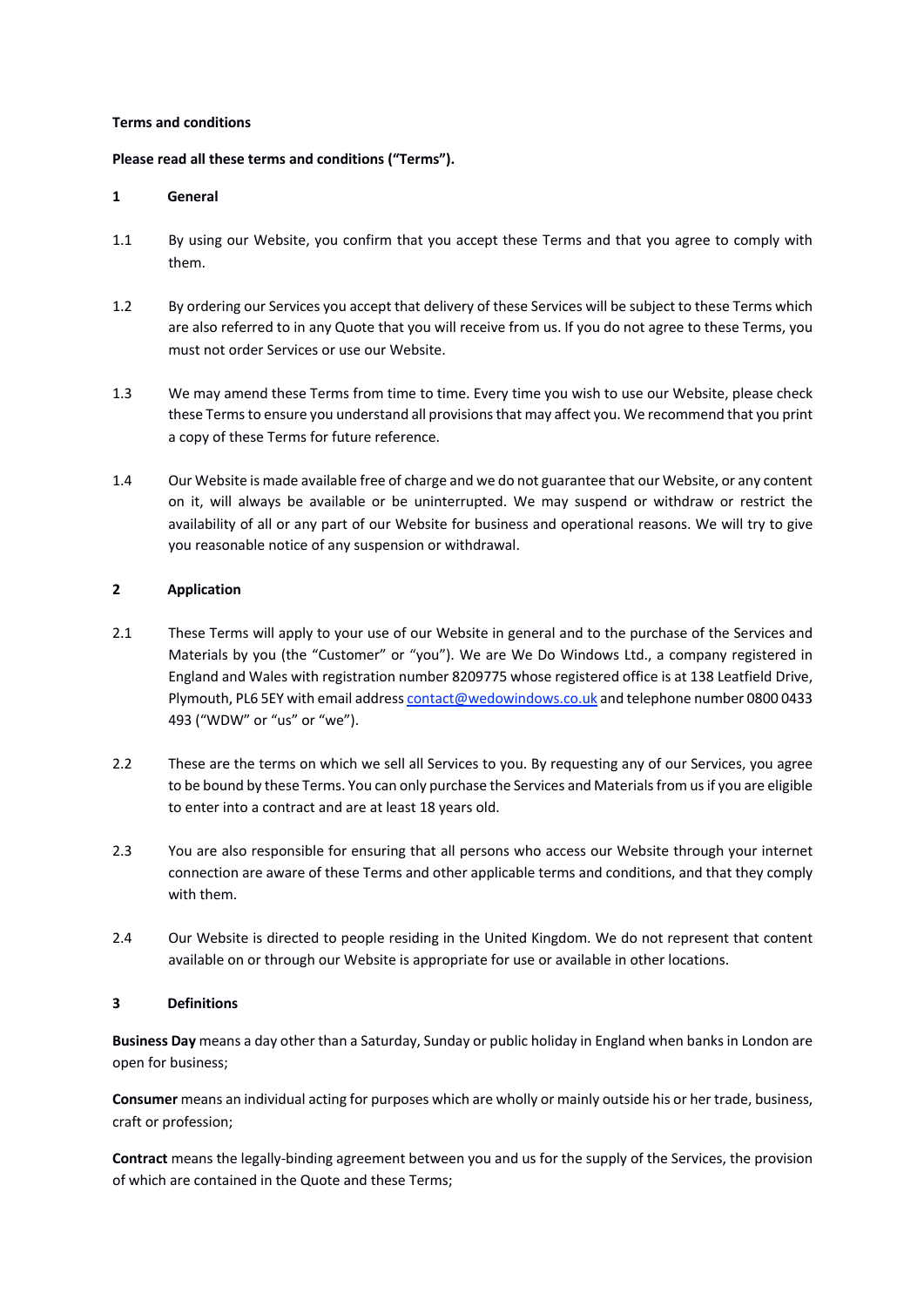**Terms and conditions**

**Please read all these terms and conditions ("Terms").**

## 1 General

1.1 By using our Website, you confirm that you accept these Terms and that you agree to comply with them.

1.2 By ordering our Services you accept that delivery of these Services will be subject to these Terms which are also referred to in any Quote that you will receive from us. If you do not agree to these Terms, you must not order Services or use our Website.

1.3 We may amend these Terms from time to time. Every time you wish to use our Website, please check these Terms to ensure you understand all provisions that may affect you. We recommend that you print a copy of these Terms for future reference.

1.4 Our Website is made available free of charge and we do not guarantee that our Website, or any content on it, will always be available or be uninterrupted. We may suspend or withdraw or restrict the availability of all or any part of our Website for business and operational reasons. We will try to give you reasonable notice of any suspension or withdrawal.

## 2 Application

2.1 These Terms will apply to your use of our Website in general and to the purchase of the Services and Materials by you (the "Customer" or "you"). We are We Do Windows Ltd., a company registered in England and Wales with registration number 8209775 whose registered office is at 138 Leatfield Drive, Plymouth, PL6 5EY with email address contact@wedowindows.co.uk and telephone number 0800 0433 493 ("WDW" or "us" or "we").

2.2 These are the terms on which we sell all Services to you. By requesting any of our Services, you agree to be bound by these Terms. You can only purchase the Services and Materials from us if you are eligible to enter into a contract and are at least 18 years old.

2.3 You are also responsible for ensuring that all persons who access our Website through your internet connection are aware of these Terms and other applicable terms and conditions, and that they comply with them.

2.4 Our Website is directed to people residing in the United Kingdom. We do not represent that content available on or through our Website is appropriate for use or available in other locations.

## 3 Definitions

**Business Day** means a day other than a Saturday, Sunday or public holiday in England when banks in London are open for business;

**Consumer** means an individual acting for purposes which are wholly or mainly outside his or her trade, business, craft or profession;

**Contract** means the legally-binding agreement between you and us for the supply of the Services, the provision of which are contained in the Quote and these Terms;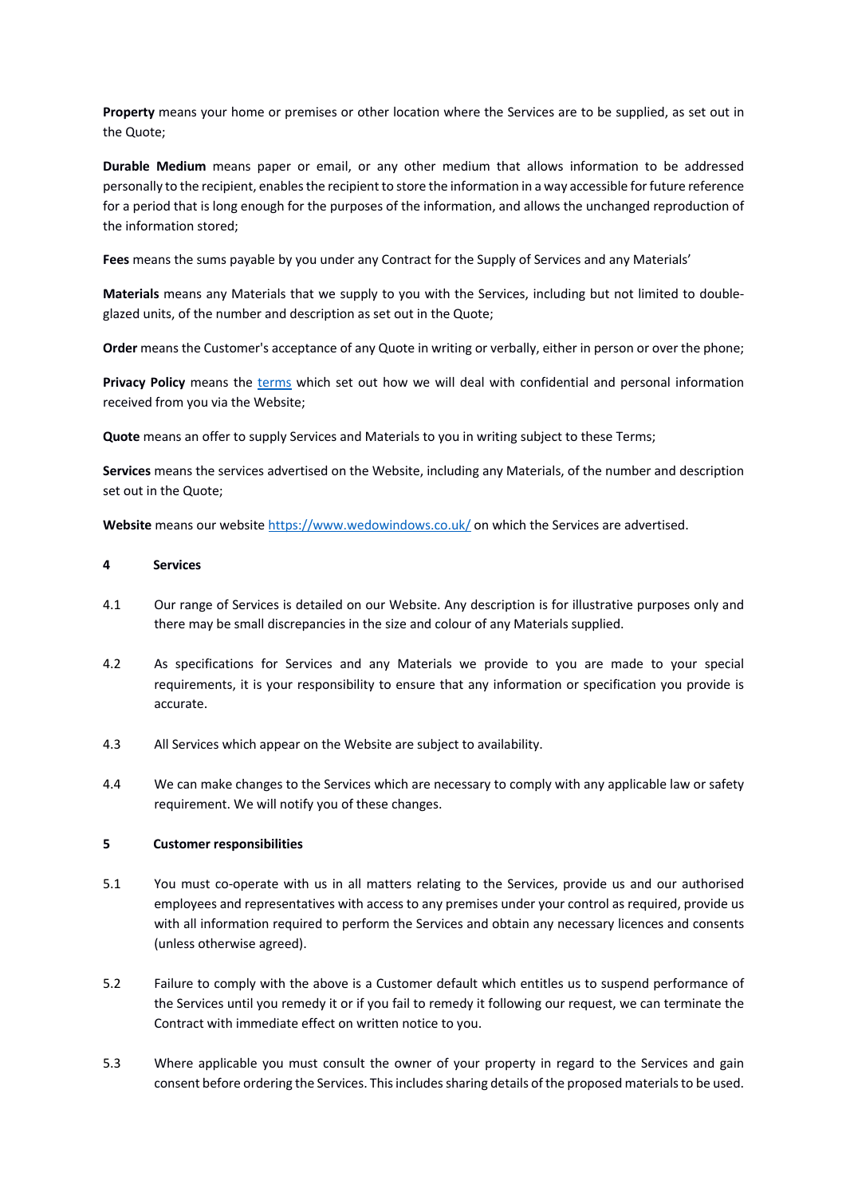**Property** means your home or premises or other location where the Services are to be supplied, as set out in the Quote;

**Durable Medium** means paper or email, or any other medium that allows information to be addressed personally to the recipient, enables the recipient to store the information in a way accessible for future reference for a period that is long enough for the purposes of the information, and allows the unchanged reproduction of the information stored;

**Fees** means the sums payable by you under any Contract for the Supply of Services and any Materials'

**Materials** means any Materials that we supply to you with the Services, including but not limited to double-glazed units, of the number and description as set out in the Quote;

**Order** means the Customer's acceptance of any Quote in writing or verbally, either in person or over the phone;

**Privacy Policy** means the [terms]() which set out how we will deal with confidential and personal information received from you via the Website;

**Quote** means an offer to supply Services and Materials to you in writing subject to these Terms;

**Services** means the services advertised on the Website, including any Materials, of the number and description set out in the Quote;

**Website** means our website [https://www.wedowindows.co.uk/](https://www.wedowindows.co.uk/) on which the Services are advertised.

**4 Services**

4.1 Our range of Services is detailed on our Website. Any description is for illustrative purposes only and there may be small discrepancies in the size and colour of any Materials supplied.

4.2 As specifications for Services and any Materials we provide to you are made to your special requirements, it is your responsibility to ensure that any information or specification you provide is accurate.

4.3 All Services which appear on the Website are subject to availability.

4.4 We can make changes to the Services which are necessary to comply with any applicable law or safety requirement. We will notify you of these changes.

**5 Customer responsibilities**

5.1 You must co-operate with us in all matters relating to the Services, provide us and our authorised employees and representatives with access to any premises under your control as required, provide us with all information required to perform the Services and obtain any necessary licences and consents (unless otherwise agreed).

5.2 Failure to comply with the above is a Customer default which entitles us to suspend performance of the Services until you remedy it or if you fail to remedy it following our request, we can terminate the Contract with immediate effect on written notice to you.

5.3 Where applicable you must consult the owner of your property in regard to the Services and gain consent before ordering the Services. This includes sharing details of the proposed materials to be used.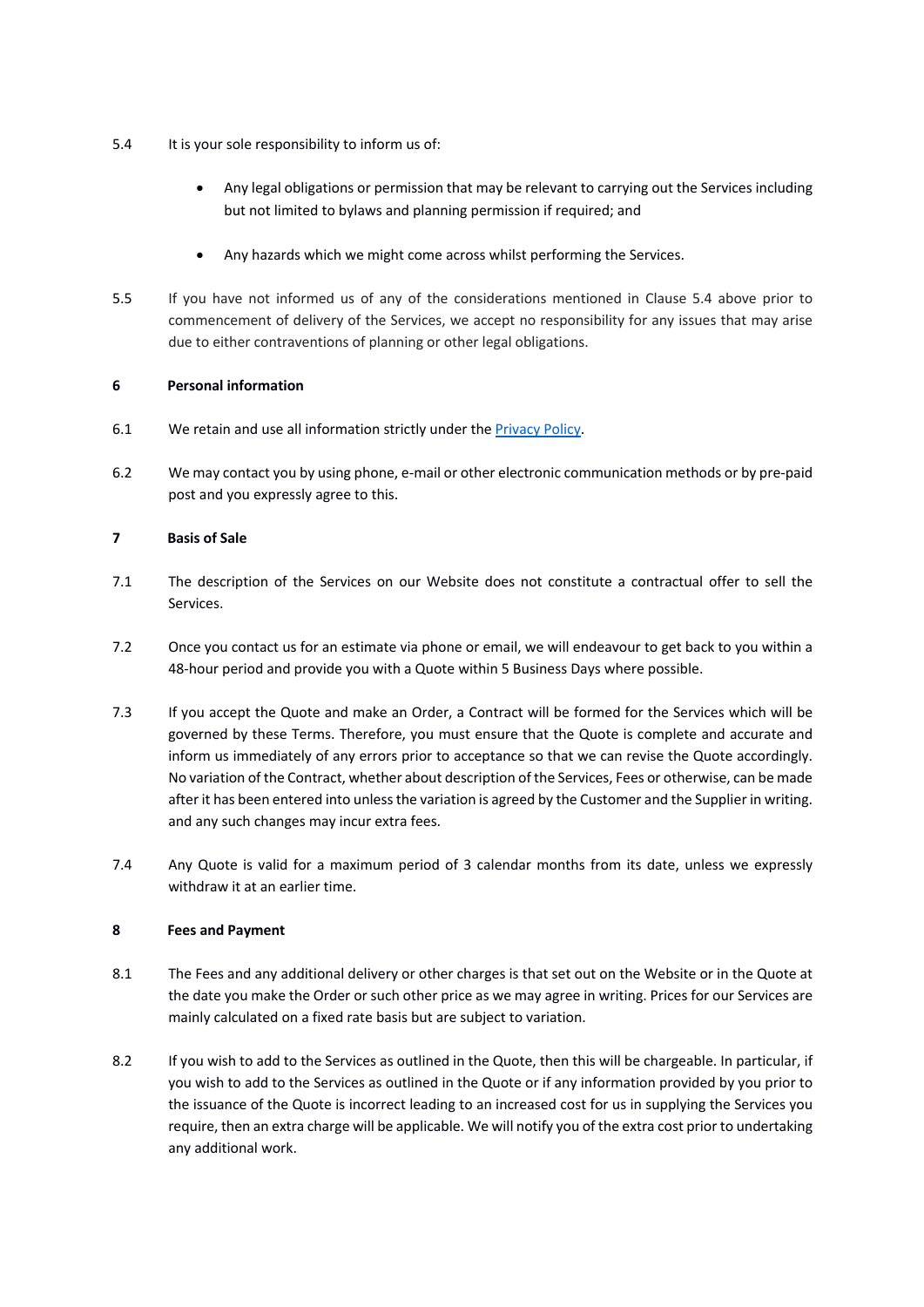5.4 It is your sole responsibility to inform us of:

- Any legal obligations or permission that may be relevant to carrying out the Services including but not limited to bylaws and planning permission if required; and
- Any hazards which we might come across whilst performing the Services.

5.5 If you have not informed us of any of the considerations mentioned in Clause 5.4 above prior to commencement of delivery of the Services, we accept no responsibility for any issues that may arise due to either contraventions of planning or other legal obligations.

**6 Personal information**

6.1 We retain and use all information strictly under the [Privacy Policy](Privacy Policy).

6.2 We may contact you by using phone, e-mail or other electronic communication methods or by pre-paid post and you expressly agree to this.

**7 Basis of Sale**

7.1 The description of the Services on our Website does not constitute a contractual offer to sell the Services.

7.2 Once you contact us for an estimate via phone or email, we will endeavour to get back to you within a 48-hour period and provide you with a Quote within 5 Business Days where possible.

7.3 If you accept the Quote and make an Order, a Contract will be formed for the Services which will be governed by these Terms. Therefore, you must ensure that the Quote is complete and accurate and inform us immediately of any errors prior to acceptance so that we can revise the Quote accordingly. No variation of the Contract, whether about description of the Services, Fees or otherwise, can be made after it has been entered into unless the variation is agreed by the Customer and the Supplier in writing. and any such changes may incur extra fees.

7.4 Any Quote is valid for a maximum period of 3 calendar months from its date, unless we expressly withdraw it at an earlier time.

**8 Fees and Payment**

8.1 The Fees and any additional delivery or other charges is that set out on the Website or in the Quote at the date you make the Order or such other price as we may agree in writing. Prices for our Services are mainly calculated on a fixed rate basis but are subject to variation.

8.2 If you wish to add to the Services as outlined in the Quote, then this will be chargeable. In particular, if you wish to add to the Services as outlined in the Quote or if any information provided by you prior to the issuance of the Quote is incorrect leading to an increased cost for us in supplying the Services you require, then an extra charge will be applicable. We will notify you of the extra cost prior to undertaking any additional work.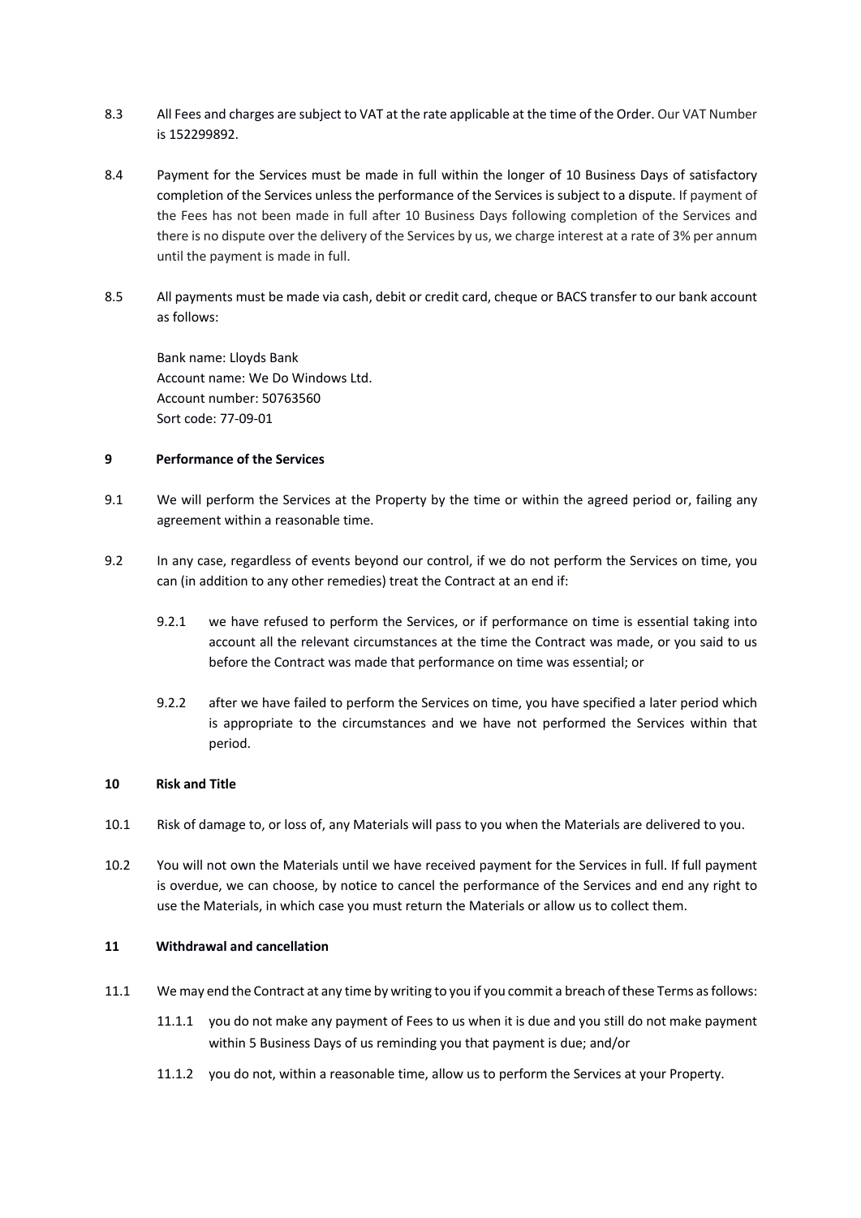8.3 All Fees and charges are subject to VAT at the rate applicable at the time of the Order. Our VAT Number is 152299892.

8.4 Payment for the Services must be made in full within the longer of 10 Business Days of satisfactory completion of the Services unless the performance of the Services is subject to a dispute. If payment of the Fees has not been made in full after 10 Business Days following completion of the Services and there is no dispute over the delivery of the Services by us, we charge interest at a rate of 3% per annum until the payment is made in full.

8.5 All payments must be made via cash, debit or credit card, cheque or BACS transfer to our bank account as follows:

Bank name: Lloyds Bank
Account name: We Do Windows Ltd.
Account number: 50763560
Sort code: 77-09-01

## 9 Performance of the Services

9.1 We will perform the Services at the Property by the time or within the agreed period or, failing any agreement within a reasonable time.

9.2 In any case, regardless of events beyond our control, if we do not perform the Services on time, you can (in addition to any other remedies) treat the Contract at an end if:

9.2.1 we have refused to perform the Services, or if performance on time is essential taking into account all the relevant circumstances at the time the Contract was made, or you said to us before the Contract was made that performance on time was essential; or

9.2.2 after we have failed to perform the Services on time, you have specified a later period which is appropriate to the circumstances and we have not performed the Services within that period.

## 10 Risk and Title

10.1 Risk of damage to, or loss of, any Materials will pass to you when the Materials are delivered to you.

10.2 You will not own the Materials until we have received payment for the Services in full. If full payment is overdue, we can choose, by notice to cancel the performance of the Services and end any right to use the Materials, in which case you must return the Materials or allow us to collect them.

## 11 Withdrawal and cancellation

11.1 We may end the Contract at any time by writing to you if you commit a breach of these Terms as follows:

11.1.1 you do not make any payment of Fees to us when it is due and you still do not make payment within 5 Business Days of us reminding you that payment is due; and/or

11.1.2 you do not, within a reasonable time, allow us to perform the Services at your Property.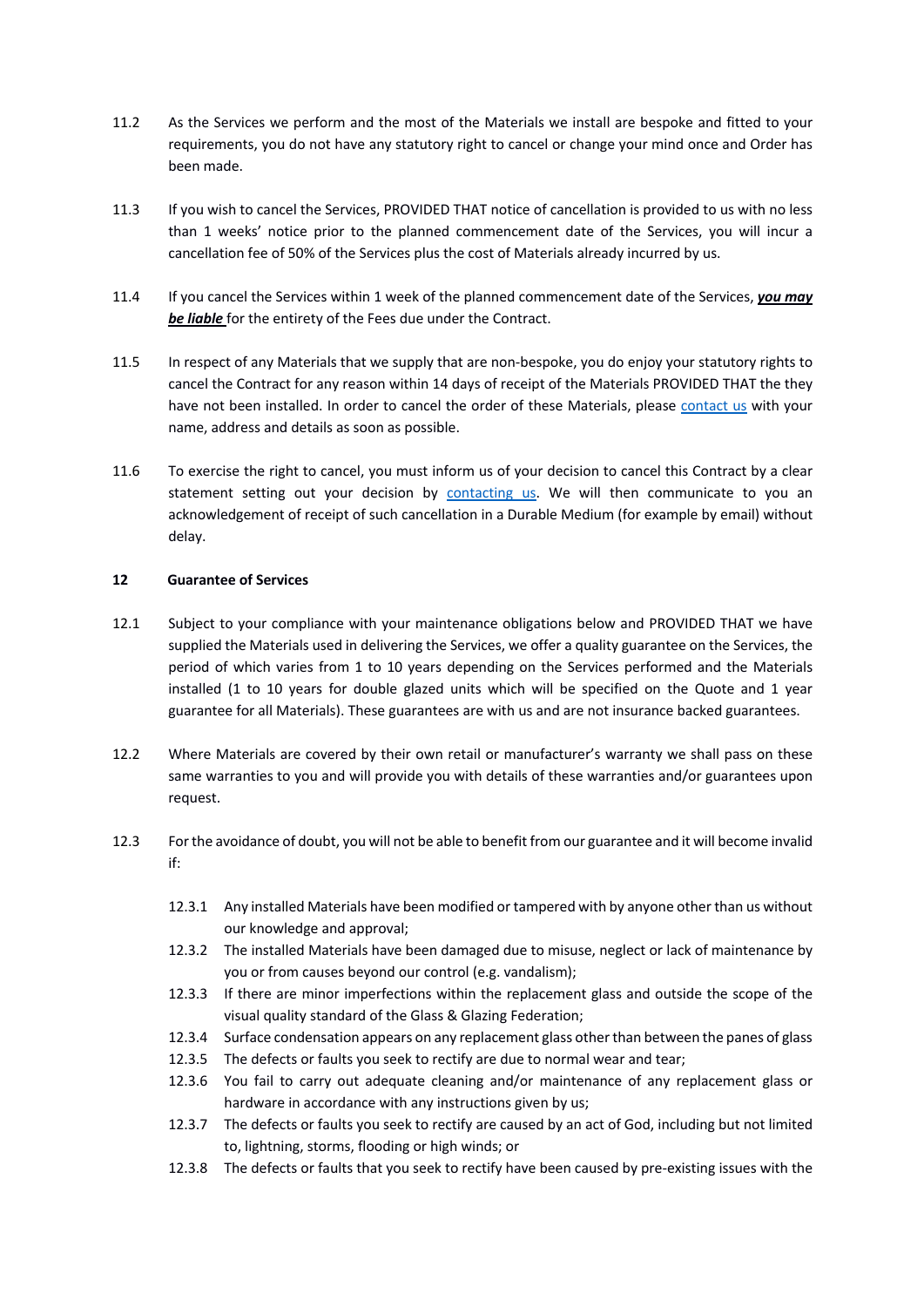11.2 As the Services we perform and the most of the Materials we install are bespoke and fitted to your requirements, you do not have any statutory right to cancel or change your mind once and Order has been made.

11.3 If you wish to cancel the Services, PROVIDED THAT notice of cancellation is provided to us with no less than 1 weeks' notice prior to the planned commencement date of the Services, you will incur a cancellation fee of 50% of the Services plus the cost of Materials already incurred by us.

11.4 If you cancel the Services within 1 week of the planned commencement date of the Services, ***you may be liable*** for the entirety of the Fees due under the Contract.

11.5 In respect of any Materials that we supply that are non-bespoke, you do enjoy your statutory rights to cancel the Contract for any reason within 14 days of receipt of the Materials PROVIDED THAT the they have not been installed. In order to cancel the order of these Materials, please contact us with your name, address and details as soon as possible.

11.6 To exercise the right to cancel, you must inform us of your decision to cancel this Contract by a clear statement setting out your decision by contacting us. We will then communicate to you an acknowledgement of receipt of such cancellation in a Durable Medium (for example by email) without delay.

## 12 Guarantee of Services

12.1 Subject to your compliance with your maintenance obligations below and PROVIDED THAT we have supplied the Materials used in delivering the Services, we offer a quality guarantee on the Services, the period of which varies from 1 to 10 years depending on the Services performed and the Materials installed (1 to 10 years for double glazed units which will be specified on the Quote and 1 year guarantee for all Materials). These guarantees are with us and are not insurance backed guarantees.

12.2 Where Materials are covered by their own retail or manufacturer's warranty we shall pass on these same warranties to you and will provide you with details of these warranties and/or guarantees upon request.

12.3 For the avoidance of doubt, you will not be able to benefit from our guarantee and it will become invalid if:

- 12.3.1 Any installed Materials have been modified or tampered with by anyone other than us without our knowledge and approval;
- 12.3.2 The installed Materials have been damaged due to misuse, neglect or lack of maintenance by you or from causes beyond our control (e.g. vandalism);
- 12.3.3 If there are minor imperfections within the replacement glass and outside the scope of the visual quality standard of the Glass & Glazing Federation;
- 12.3.4 Surface condensation appears on any replacement glass other than between the panes of glass
- 12.3.5 The defects or faults you seek to rectify are due to normal wear and tear;
- 12.3.6 You fail to carry out adequate cleaning and/or maintenance of any replacement glass or hardware in accordance with any instructions given by us;
- 12.3.7 The defects or faults you seek to rectify are caused by an act of God, including but not limited to, lightning, storms, flooding or high winds; or
- 12.3.8 The defects or faults that you seek to rectify have been caused by pre-existing issues with the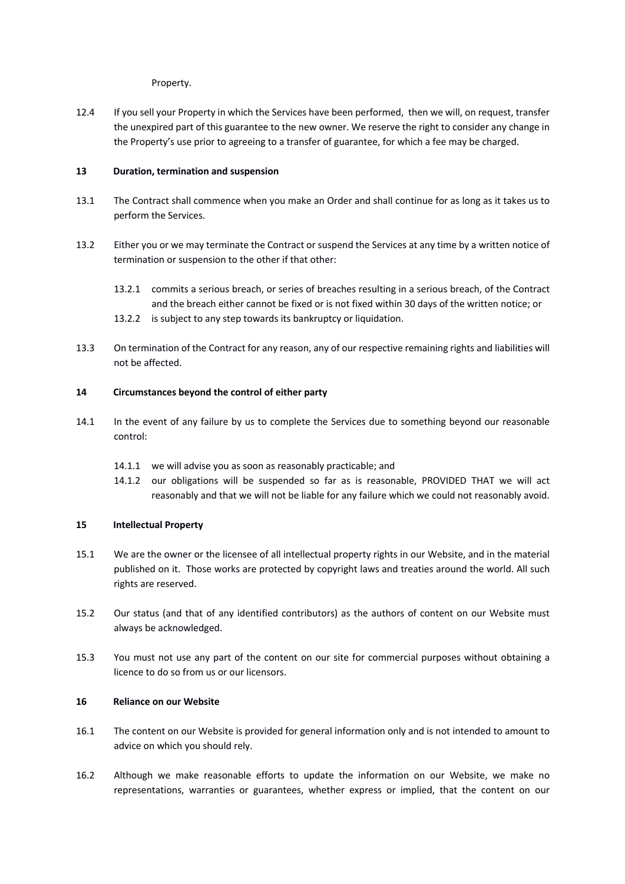Property.

12.4 If you sell your Property in which the Services have been performed, then we will, on request, transfer the unexpired part of this guarantee to the new owner. We reserve the right to consider any change in the Property's use prior to agreeing to a transfer of guarantee, for which a fee may be charged.

## 13 Duration, termination and suspension

13.1 The Contract shall commence when you make an Order and shall continue for as long as it takes us to perform the Services.

13.2 Either you or we may terminate the Contract or suspend the Services at any time by a written notice of termination or suspension to the other if that other:

- 13.2.1 commits a serious breach, or series of breaches resulting in a serious breach, of the Contract and the breach either cannot be fixed or is not fixed within 30 days of the written notice; or
- 13.2.2 is subject to any step towards its bankruptcy or liquidation.

13.3 On termination of the Contract for any reason, any of our respective remaining rights and liabilities will not be affected.

## 14 Circumstances beyond the control of either party

14.1 In the event of any failure by us to complete the Services due to something beyond our reasonable control:

- 14.1.1 we will advise you as soon as reasonably practicable; and
- 14.1.2 our obligations will be suspended so far as is reasonable, PROVIDED THAT we will act reasonably and that we will not be liable for any failure which we could not reasonably avoid.

## 15 Intellectual Property

15.1 We are the owner or the licensee of all intellectual property rights in our Website, and in the material published on it. Those works are protected by copyright laws and treaties around the world. All such rights are reserved.

15.2 Our status (and that of any identified contributors) as the authors of content on our Website must always be acknowledged.

15.3 You must not use any part of the content on our site for commercial purposes without obtaining a licence to do so from us or our licensors.

## 16 Reliance on our Website

16.1 The content on our Website is provided for general information only and is not intended to amount to advice on which you should rely.

16.2 Although we make reasonable efforts to update the information on our Website, we make no representations, warranties or guarantees, whether express or implied, that the content on our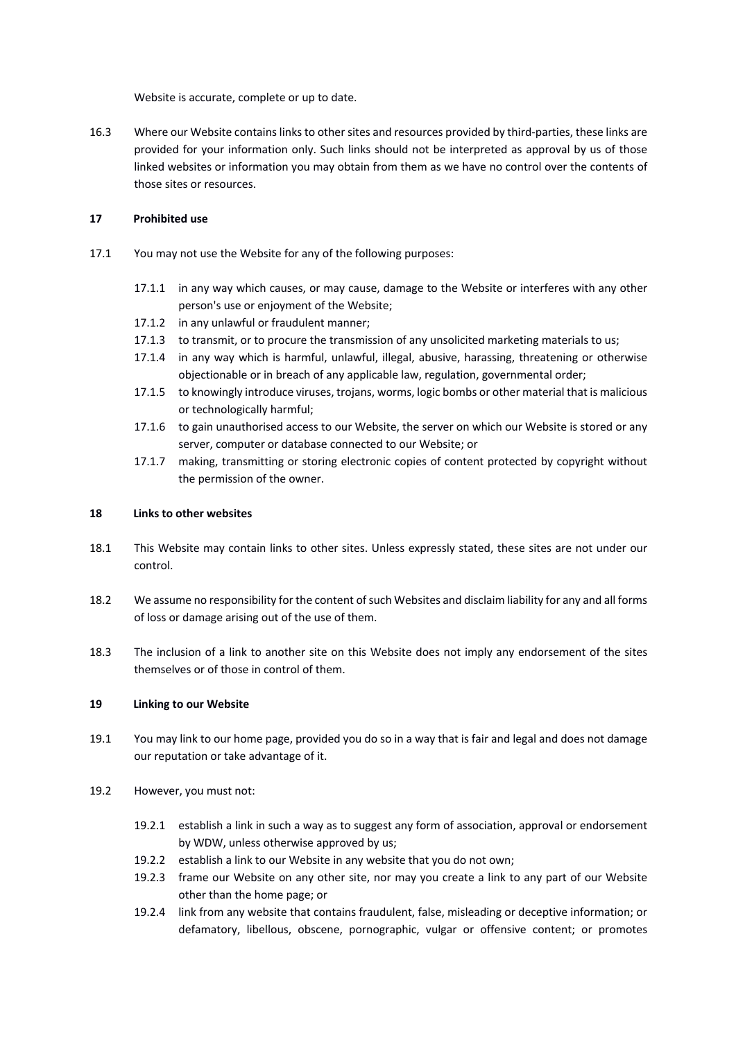Website is accurate, complete or up to date.

16.3 Where our Website contains links to other sites and resources provided by third-parties, these links are provided for your information only. Such links should not be interpreted as approval by us of those linked websites or information you may obtain from them as we have no control over the contents of those sites or resources.

**17 Prohibited use**

17.1 You may not use the Website for any of the following purposes:

17.1.1 in any way which causes, or may cause, damage to the Website or interferes with any other person's use or enjoyment of the Website;

17.1.2 in any unlawful or fraudulent manner;

17.1.3 to transmit, or to procure the transmission of any unsolicited marketing materials to us;

17.1.4 in any way which is harmful, unlawful, illegal, abusive, harassing, threatening or otherwise objectionable or in breach of any applicable law, regulation, governmental order;

17.1.5 to knowingly introduce viruses, trojans, worms, logic bombs or other material that is malicious or technologically harmful;

17.1.6 to gain unauthorised access to our Website, the server on which our Website is stored or any server, computer or database connected to our Website; or

17.1.7 making, transmitting or storing electronic copies of content protected by copyright without the permission of the owner.

**18 Links to other websites**

18.1 This Website may contain links to other sites. Unless expressly stated, these sites are not under our control.

18.2 We assume no responsibility for the content of such Websites and disclaim liability for any and all forms of loss or damage arising out of the use of them.

18.3 The inclusion of a link to another site on this Website does not imply any endorsement of the sites themselves or of those in control of them.

**19 Linking to our Website**

19.1 You may link to our home page, provided you do so in a way that is fair and legal and does not damage our reputation or take advantage of it.

19.2 However, you must not:

19.2.1 establish a link in such a way as to suggest any form of association, approval or endorsement by WDW, unless otherwise approved by us;

19.2.2 establish a link to our Website in any website that you do not own;

19.2.3 frame our Website on any other site, nor may you create a link to any part of our Website other than the home page; or

19.2.4 link from any website that contains fraudulent, false, misleading or deceptive information; or defamatory, libellous, obscene, pornographic, vulgar or offensive content; or promotes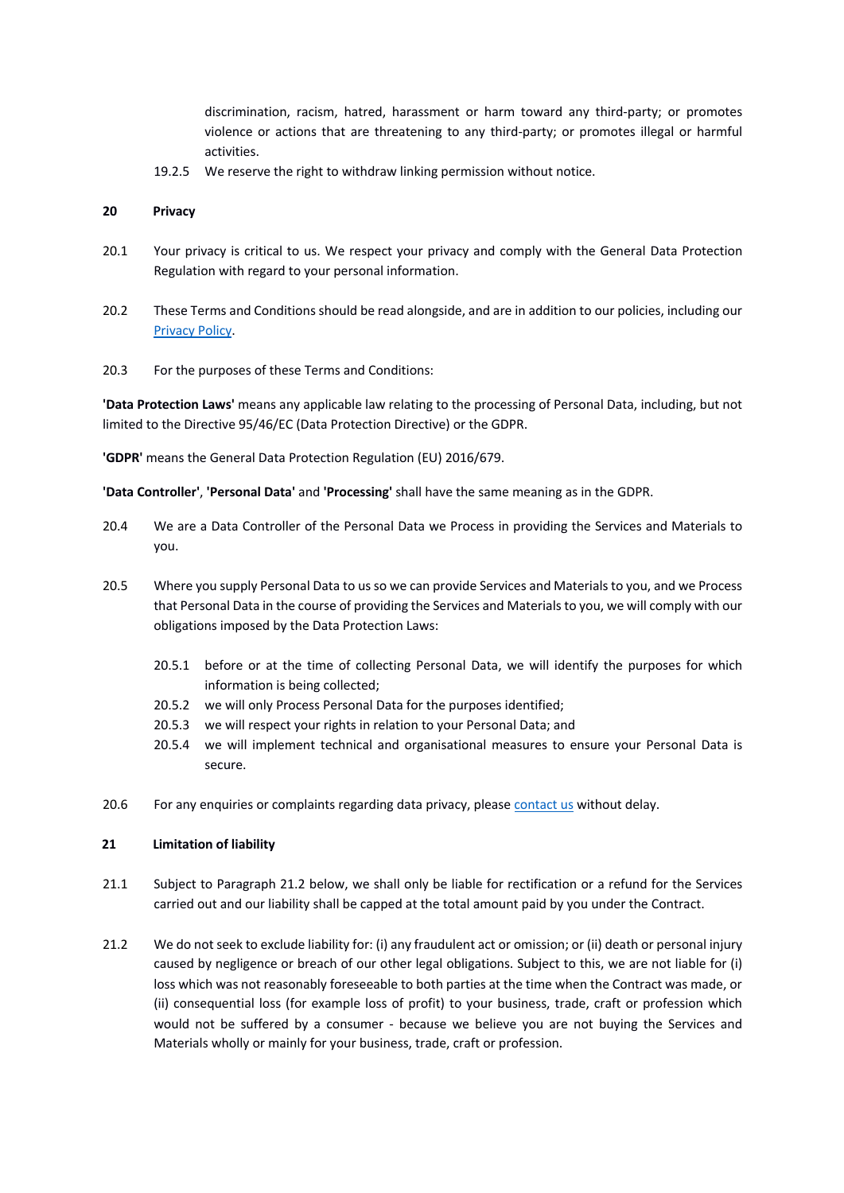discrimination, racism, hatred, harassment or harm toward any third-party; or promotes violence or actions that are threatening to any third-party; or promotes illegal or harmful activities.

19.2.5 We reserve the right to withdraw linking permission without notice.

## 20 Privacy

20.1 Your privacy is critical to us. We respect your privacy and comply with the General Data Protection Regulation with regard to your personal information.

20.2 These Terms and Conditions should be read alongside, and are in addition to our policies, including our [Privacy Policy](#).

20.3 For the purposes of these Terms and Conditions:

**'Data Protection Laws'** means any applicable law relating to the processing of Personal Data, including, but not limited to the Directive 95/46/EC (Data Protection Directive) or the GDPR.

**'GDPR'** means the General Data Protection Regulation (EU) 2016/679.

**'Data Controller'**, **'Personal Data'** and **'Processing'** shall have the same meaning as in the GDPR.

20.4 We are a Data Controller of the Personal Data we Process in providing the Services and Materials to you.

20.5 Where you supply Personal Data to us so we can provide Services and Materials to you, and we Process that Personal Data in the course of providing the Services and Materials to you, we will comply with our obligations imposed by the Data Protection Laws:

20.5.1 before or at the time of collecting Personal Data, we will identify the purposes for which information is being collected;

20.5.2 we will only Process Personal Data for the purposes identified;

20.5.3 we will respect your rights in relation to your Personal Data; and

20.5.4 we will implement technical and organisational measures to ensure your Personal Data is secure.

20.6 For any enquiries or complaints regarding data privacy, please [contact us](#) without delay.

## 21 Limitation of liability

21.1 Subject to Paragraph 21.2 below, we shall only be liable for rectification or a refund for the Services carried out and our liability shall be capped at the total amount paid by you under the Contract.

21.2 We do not seek to exclude liability for: (i) any fraudulent act or omission; or (ii) death or personal injury caused by negligence or breach of our other legal obligations. Subject to this, we are not liable for (i) loss which was not reasonably foreseeable to both parties at the time when the Contract was made, or (ii) consequential loss (for example loss of profit) to your business, trade, craft or profession which would not be suffered by a consumer - because we believe you are not buying the Services and Materials wholly or mainly for your business, trade, craft or profession.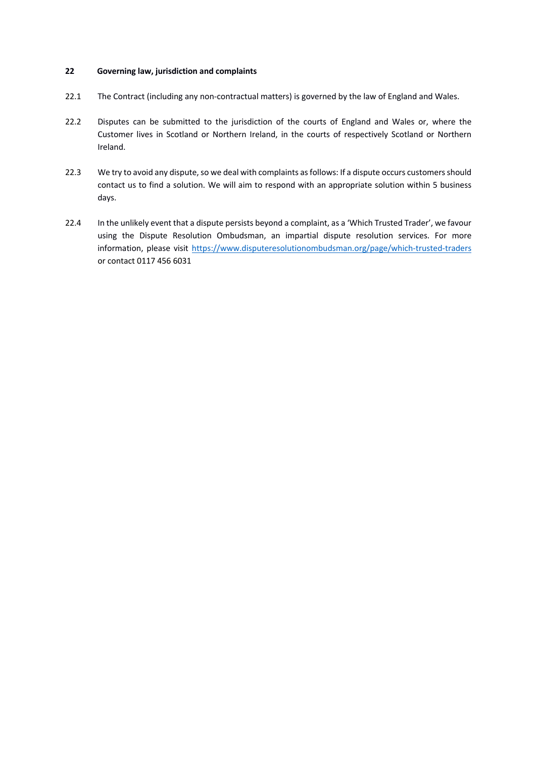## 22 Governing law, jurisdiction and complaints

22.1 The Contract (including any non-contractual matters) is governed by the law of England and Wales.

22.2 Disputes can be submitted to the jurisdiction of the courts of England and Wales or, where the Customer lives in Scotland or Northern Ireland, in the courts of respectively Scotland or Northern Ireland.

22.3 We try to avoid any dispute, so we deal with complaints as follows: If a dispute occurs customers should contact us to find a solution. We will aim to respond with an appropriate solution within 5 business days.

22.4 In the unlikely event that a dispute persists beyond a complaint, as a 'Which Trusted Trader', we favour using the Dispute Resolution Ombudsman, an impartial dispute resolution services. For more information, please visit https://www.disputeresolutionombudsman.org/page/which-trusted-traders or contact 0117 456 6031